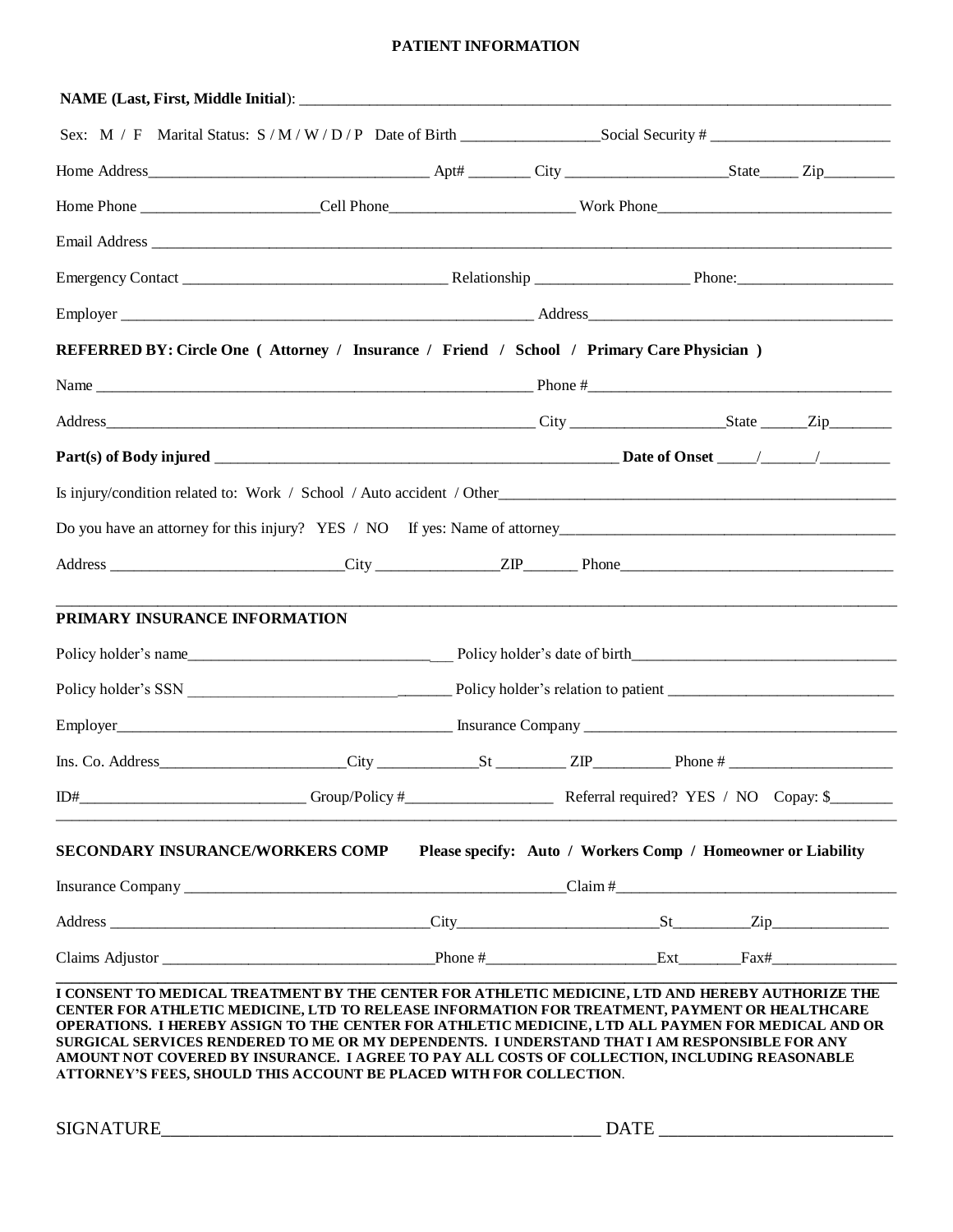# PATIENT INFORMATION

**NAME (Last, First, Middle Initial)**: ____________________________________________________________

Sex: M / F Marital Status: S / M / W / D / P Date of Birth ________________ Social Security # ____________________

Home Address________________________________ Apt# _______ City __________________ State_____ Zip________

Home Phone ____________________ Cell Phone_____________________ Work Phone___________________________

Email Address ____________________________________________________________________________________

Emergency Contact _____________________________ Relationship _________________ Phone:_________________

Employer ___________________________________________________ Address____________________________________

**REFERRED BY: Circle One ( Attorney / Insurance / Friend / School / Primary Care Physician )**

Name ______________________________________________________ Phone #____________________________________

Address______________________________________________________ City __________________ State ______Zip_______

**Part(s) of Body injured** __________________________________________________ **Date of Onset** _____/_______/_________

Is injury/condition related to: Work / School / Auto accident / Other______________________________________________

Do you have an attorney for this injury? YES / NO If yes: Name of attorney_________________________________________

Address ___________________________City ______________ZIP_______ Phone_______________________________

## PRIMARY INSURANCE INFORMATION

Policy holder's name_____________________________ Policy holder's date of birth_______________________________

Policy holder's SSN ________________________________ Policy holder's relation to patient ___________________________

Employer_________________________________________ Insurance Company ______________________________________

Ins. Co. Address______________________City ____________St _________ ZIP_________ Phone # ____________________

ID#___________________________ Group/Policy #__________________ Referral required? YES / NO Copay: $________

## SECONDARY INSURANCE/WORKERS COMP

**Please specify: Auto / Workers Comp / Homeowner or Liability**

Insurance Company ____________________________________________________Claim #_________________________________

Address _______________________________________City_______________________St_________Zip_______________

Claims Adjustor _________________________________Phone #____________________Ext________Fax#_______________

**I CONSENT TO MEDICAL TREATMENT BY THE CENTER FOR ATHLETIC MEDICINE, LTD AND HEREBY AUTHORIZE THE CENTER FOR ATHLETIC MEDICINE, LTD TO RELEASE INFORMATION FOR TREATMENT, PAYMENT OR HEALTHCARE OPERATIONS. I HEREBY ASSIGN TO THE CENTER FOR ATHLETIC MEDICINE, LTD ALL PAYMEN FOR MEDICAL AND OR SURGICAL SERVICES RENDERED TO ME OR MY DEPENDENTS. I UNDERSTAND THAT I AM RESPONSIBLE FOR ANY AMOUNT NOT COVERED BY INSURANCE. I AGREE TO PAY ALL COSTS OF COLLECTION, INCLUDING REASONABLE ATTORNEY'S FEES, SHOULD THIS ACCOUNT BE PLACED WITH FOR COLLECTION**.

SIGNATURE_____________________________________________ DATE ________________________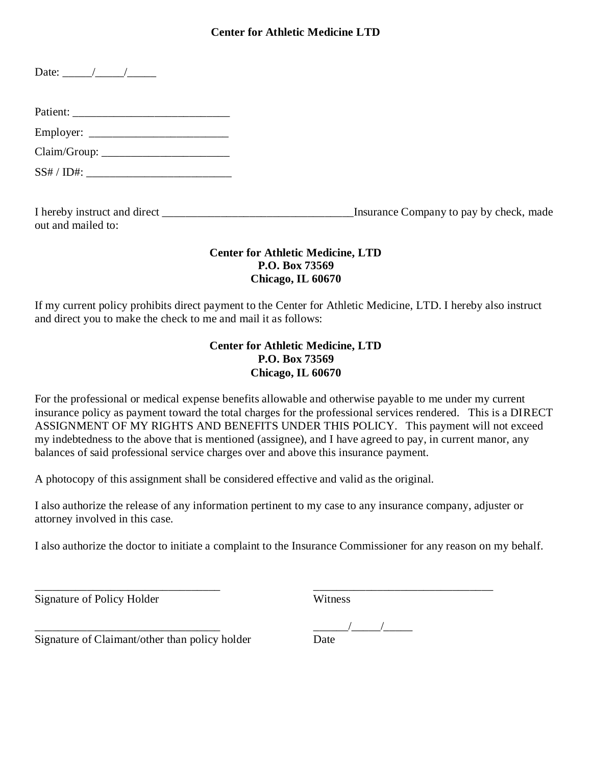**Center for Athletic Medicine LTD**

Date: _____/_____/_____

Patient: ___________________________

Employer: ________________________

Claim/Group: ______________________

SS# / ID#: _________________________

I hereby instruct and direct _________________________________Insurance Company to pay by check, made out and mailed to:

**Center for Athletic Medicine, LTD**
**P.O. Box 73569**
**Chicago, IL 60670**

If my current policy prohibits direct payment to the Center for Athletic Medicine, LTD. I hereby also instruct and direct you to make the check to me and mail it as follows:

**Center for Athletic Medicine, LTD**
**P.O. Box 73569**
**Chicago, IL 60670**

For the professional or medical expense benefits allowable and otherwise payable to me under my current insurance policy as payment toward the total charges for the professional services rendered. This is a DIRECT ASSIGNMENT OF MY RIGHTS AND BENEFITS UNDER THIS POLICY. This payment will not exceed my indebtedness to the above that is mentioned (assignee), and I have agreed to pay, in current manor, any balances of said professional service charges over and above this insurance payment.

A photocopy of this assignment shall be considered effective and valid as the original.

I also authorize the release of any information pertinent to my case to any insurance company, adjuster or attorney involved in this case.

I also authorize the doctor to initiate a complaint to the Insurance Commissioner for any reason on my behalf.

________________________________ ________________________________
Signature of Policy Holder Witness

________________________________ ______/_____/_____
Signature of Claimant/other than policy holder Date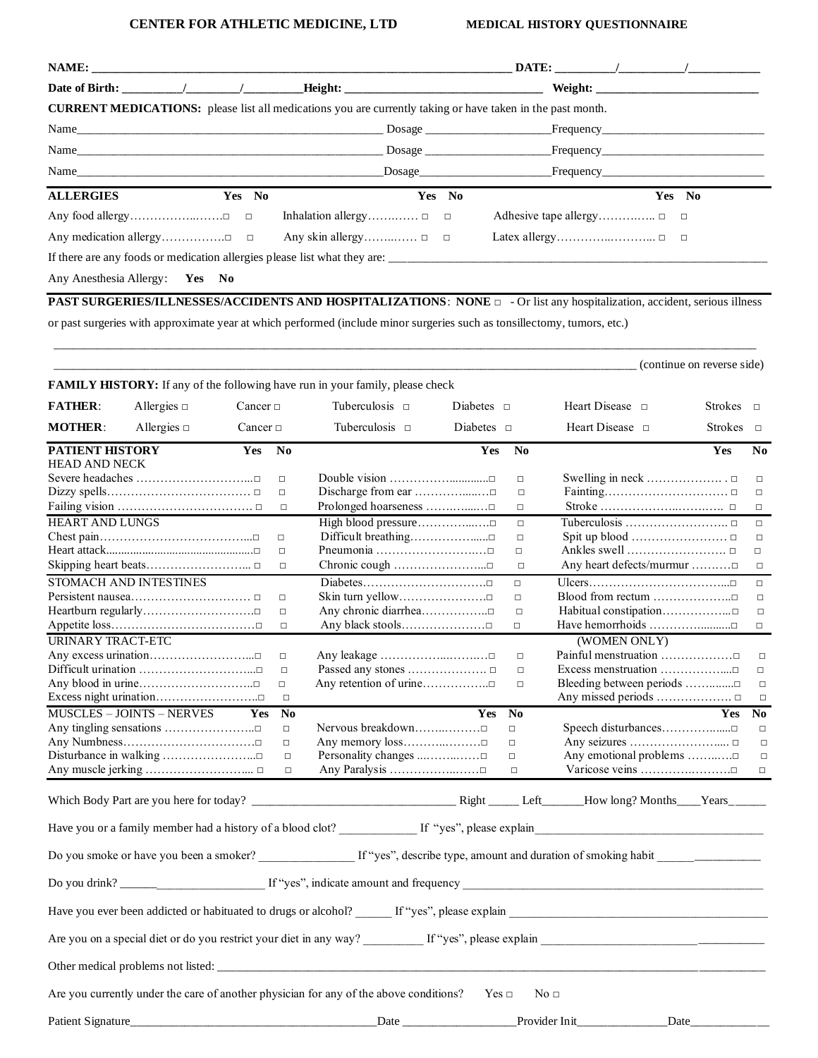**CENTER FOR ATHLETIC MEDICINE, LTD** **MEDICAL HISTORY QUESTIONNAIRE**

**NAME:** ___________________________________________ **DATE:** _______/_______/_______

**Date of Birth:** _______/_______/_______ **Height:** ______________________ **Weight:** ______________________

**CURRENT MEDICATIONS:** please list all medications you are currently taking or have taken in the past month.

Name______________________________ Dosage ______________ Frequency______________________

Name______________________________ Dosage ______________ Frequency______________________

Name______________________________ Dosage ______________ Frequency______________________

| **ALLERGIES** | **Yes** | **No** | | **Yes** | **No** | | **Yes** | **No** |
|---|---|---|---|---|---|---|---|---|
| Any food allergy | □ | □ | Inhalation allergy | □ | □ | Adhesive tape allergy | □ | □ |
| Any medication allergy | □ | □ | Any skin allergy | □ | □ | Latex allergy | □ | □ |

If there are any foods or medication allergies please list what they are: ______________________________

Any Anesthesia Allergy: **Yes** **No**

**PAST SURGERIES/ILLNESSES/ACCIDENTS AND HOSPITALIZATIONS**: **NONE** □ - Or list any hospitalization, accident, serious illness or past surgeries with approximate year at which performed (include minor surgeries such as tonsillectomy, tumors, etc.)

______________________________________________________________________________

______________________________________________________________________________ (continue on reverse side)

**FAMILY HISTORY:** If any of the following have run in your family, please check

| | | | | | | |
|---|---|---|---|---|---|---|
| **FATHER**: | Allergies □ | Cancer □ | Tuberculosis □ | Diabetes □ | Heart Disease □ | Strokes □ |
| **MOTHER**: | Allergies □ | Cancer □ | Tuberculosis □ | Diabetes □ | Heart Disease □ | Strokes □ |

| **PATIENT HISTORY** | **Yes** | **No** | | **Yes** | **No** | | **Yes** | **No** |
|---|---|---|---|---|---|---|---|---|
| HEAD AND NECK | | | | | | | | |
| Severe headaches | □ | □ | Double vision | □ | □ | Swelling in neck | □ | □ |
| Dizzy spells | □ | □ | Discharge from ear | □ | □ | Fainting | □ | □ |
| Failing vision | □ | □ | Prolonged hoarseness | □ | □ | Stroke | □ | □ |
| HEART AND LUNGS | | | High blood pressure | □ | □ | Tuberculosis | □ | □ |
| Chest pain | □ | □ | Difficult breathing | □ | □ | Spit up blood | □ | □ |
| Heart attack | □ | □ | Pneumonia | □ | □ | Ankles swell | □ | □ |
| Skipping heart beats | □ | □ | Chronic cough | □ | □ | Any heart defects/murmur | □ | □ |
| STOMACH AND INTESTINES | | | Diabetes | □ | □ | Ulcers | □ | □ |
| Persistent nausea | □ | □ | Skin turn yellow | □ | □ | Blood from rectum | □ | □ |
| Heartburn regularly | □ | □ | Any chronic diarrhea | □ | □ | Habitual constipation | □ | □ |
| Appetite loss | □ | □ | Any black stools | □ | □ | Have hemorrhoids | □ | □ |
| URINARY TRACT-ETC | | | | | | (WOMEN ONLY) | | |
| Any excess urination | □ | □ | Any leakage | □ | □ | Painful menstruation | □ | □ |
| Difficult urination | □ | □ | Passed any stones | □ | □ | Excess menstruation | □ | □ |
| Any blood in urine | □ | □ | Any retention of urine | □ | □ | Bleeding between periods | □ | □ |
| Excess night urination | □ | □ | | | | Any missed periods | □ | □ |
| MUSCLES – JOINTS – NERVES | **Yes** | **No** | | **Yes** | **No** | | **Yes** | **No** |
| Any tingling sensations | □ | □ | Nervous breakdown | □ | □ | Speech disturbances | □ | □ |
| Any Numbness | □ | □ | Any memory loss | □ | □ | Any seizures | □ | □ |
| Disturbance in walking | □ | □ | Personality changes | □ | □ | Any emotional problems | □ | □ |
| Any muscle jerking | □ | □ | Any Paralysis | □ | □ | Varicose veins | □ | □ |

Which Body Part are you here for today? ______________________ Right _____ Left______How long? Months____Years______

Have you or a family member had a history of a blood clot? ____________ If "yes", please explain______________________

Do you smoke or have you been a smoker? ______________ If "yes", describe type, amount and duration of smoking habit ___________

Do you drink? ______________ If "yes", indicate amount and frequency ______________________

Have you ever been addicted or habituated to drugs or alcohol? ______ If "yes", please explain ______________________

Are you on a special diet or do you restrict your diet in any way? _________ If "yes", please explain ______________________

Other medical problems not listed: ______________________________________________

Are you currently under the care of another physician for any of the above conditions? Yes □ No □

Patient Signature______________________ Date ______________ Provider Init______________ Date____________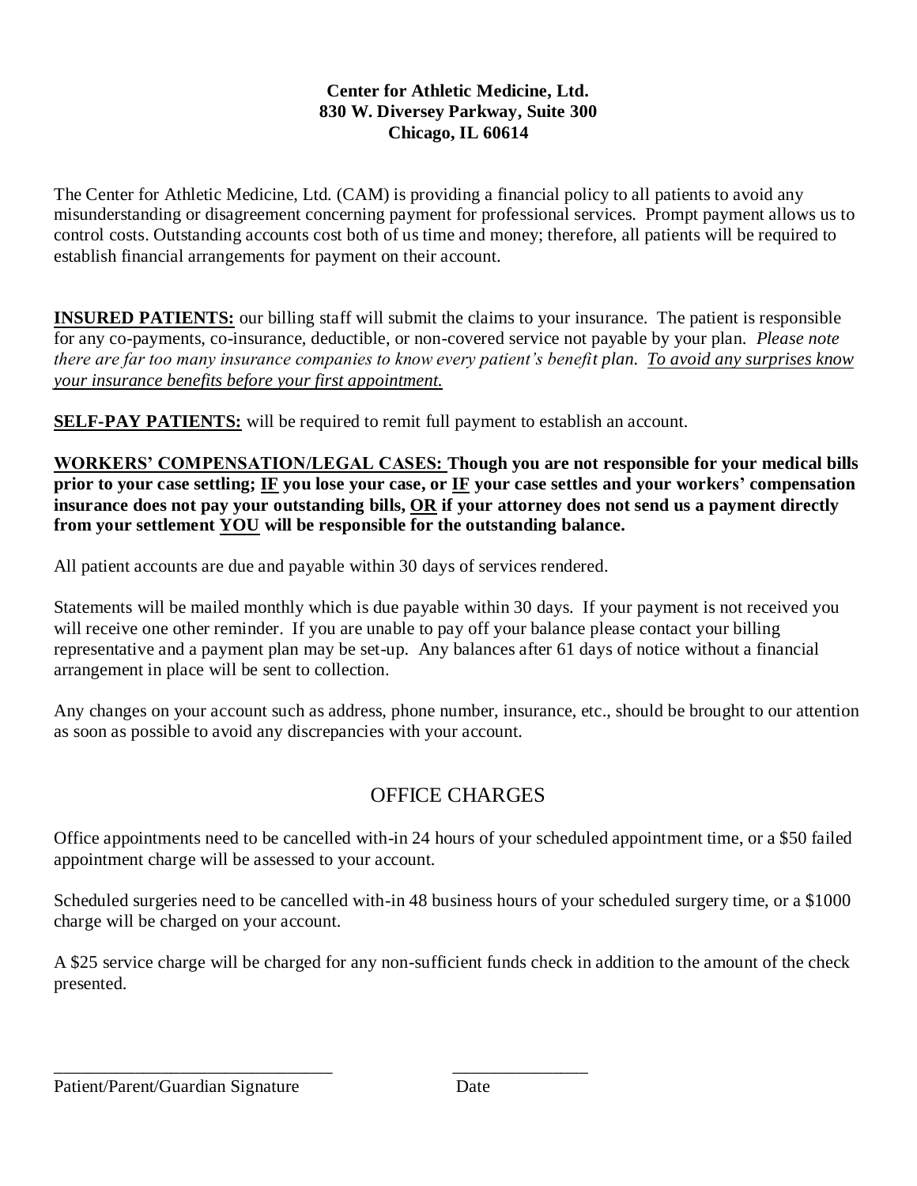**Center for Athletic Medicine, Ltd.**
**830 W. Diversey Parkway, Suite 300**
**Chicago, IL 60614**

The Center for Athletic Medicine, Ltd. (CAM) is providing a financial policy to all patients to avoid any misunderstanding or disagreement concerning payment for professional services. Prompt payment allows us to control costs. Outstanding accounts cost both of us time and money; therefore, all patients will be required to establish financial arrangements for payment on their account.

<u>**INSURED PATIENTS:**</u> our billing staff will submit the claims to your insurance. The patient is responsible for any co-payments, co-insurance, deductible, or non-covered service not payable by your plan. *Please note there are far too many insurance companies to know every patient's benefit plan.* <u>*To avoid any surprises know your insurance benefits before your first appointment.*</u>

<u>**SELF-PAY PATIENTS:**</u> will be required to remit full payment to establish an account.

<u>**WORKERS' COMPENSATION/LEGAL CASES:**</u> **Though you are not responsible for your medical bills prior to your case settling; <u>IF</u> you lose your case, or <u>IF</u> your case settles and your workers' compensation insurance does not pay your outstanding bills, <u>OR</u> if your attorney does not send us a payment directly from your settlement <u>YOU</u> will be responsible for the outstanding balance.**

All patient accounts are due and payable within 30 days of services rendered.

Statements will be mailed monthly which is due payable within 30 days. If your payment is not received you will receive one other reminder. If you are unable to pay off your balance please contact your billing representative and a payment plan may be set-up. Any balances after 61 days of notice without a financial arrangement in place will be sent to collection.

Any changes on your account such as address, phone number, insurance, etc., should be brought to our attention as soon as possible to avoid any discrepancies with your account.

## OFFICE CHARGES

Office appointments need to be cancelled with-in 24 hours of your scheduled appointment time, or a $50 failed appointment charge will be assessed to your account.

Scheduled surgeries need to be cancelled with-in 48 business hours of your scheduled surgery time, or a $1000 charge will be charged on your account.

A $25 service charge will be charged for any non-sufficient funds check in addition to the amount of the check presented.

\_\_\_\_\_\_\_\_\_\_\_\_\_\_\_\_\_\_\_\_\_\_\_\_\_\_\_\_\_\_\_\_ \_\_\_\_\_\_\_\_\_\_\_\_\_\_\_\_
Patient/Parent/Guardian Signature Date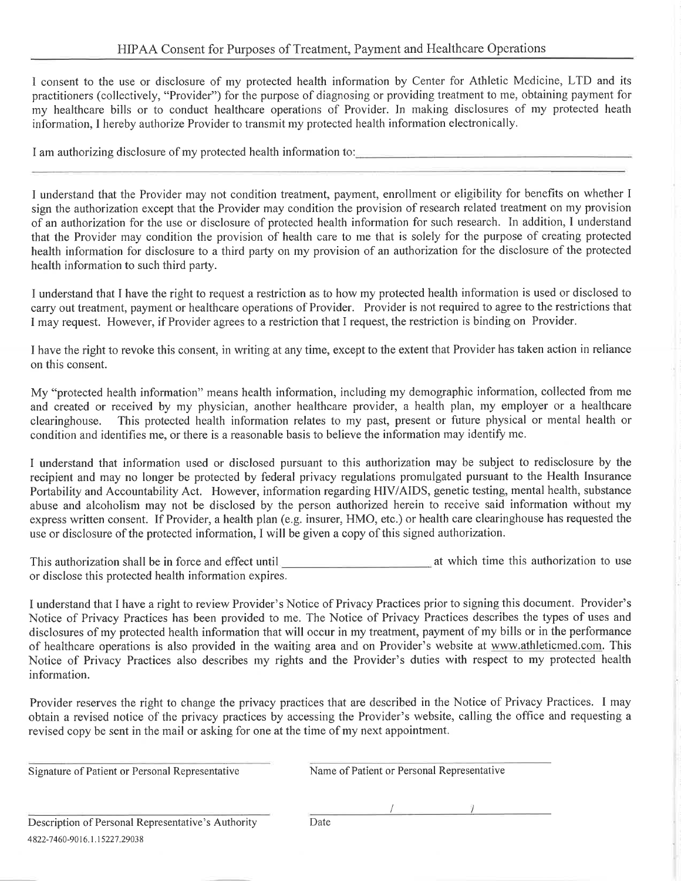## HIPAA Consent for Purposes of Treatment, Payment and Healthcare Operations

I consent to the use or disclosure of my protected health information by Center for Athletic Medicine, LTD and its practitioners (collectively, "Provider") for the purpose of diagnosing or providing treatment to me, obtaining payment for my healthcare bills or to conduct healthcare operations of Provider. In making disclosures of my protected heath information, I hereby authorize Provider to transmit my protected health information electronically.

I am authorizing disclosure of my protected health information to: ______________________________________________

______________________________________________________________________________

I understand that the Provider may not condition treatment, payment, enrollment or eligibility for benefits on whether I sign the authorization except that the Provider may condition the provision of research related treatment on my provision of an authorization for the use or disclosure of protected health information for such research. In addition, I understand that the Provider may condition the provision of health care to me that is solely for the purpose of creating protected health information for disclosure to a third party on my provision of an authorization for the disclosure of the protected health information to such third party.

I understand that I have the right to request a restriction as to how my protected health information is used or disclosed to carry out treatment, payment or healthcare operations of Provider. Provider is not required to agree to the restrictions that I may request. However, if Provider agrees to a restriction that I request, the restriction is binding on Provider.

I have the right to revoke this consent, in writing at any time, except to the extent that Provider has taken action in reliance on this consent.

My "protected health information" means health information, including my demographic information, collected from me and created or received by my physician, another healthcare provider, a health plan, my employer or a healthcare clearinghouse. This protected health information relates to my past, present or future physical or mental health or condition and identifies me, or there is a reasonable basis to believe the information may identify me.

I understand that information used or disclosed pursuant to this authorization may be subject to redisclosure by the recipient and may no longer be protected by federal privacy regulations promulgated pursuant to the Health Insurance Portability and Accountability Act. However, information regarding HIV/AIDS, genetic testing, mental health, substance abuse and alcoholism may not be disclosed by the person authorized herein to receive said information without my express written consent. If Provider, a health plan (e.g. insurer, HMO, etc.) or health care clearinghouse has requested the use or disclosure of the protected information, I will be given a copy of this signed authorization.

This authorization shall be in force and effect until ______________________ at which time this authorization to use or disclose this protected health information expires.

I understand that I have a right to review Provider's Notice of Privacy Practices prior to signing this document. Provider's Notice of Privacy Practices has been provided to me. The Notice of Privacy Practices describes the types of uses and disclosures of my protected health information that will occur in my treatment, payment of my bills or in the performance of healthcare operations is also provided in the waiting area and on Provider's website at www.athleticmed.com. This Notice of Privacy Practices also describes my rights and the Provider's duties with respect to my protected health information.

Provider reserves the right to change the privacy practices that are described in the Notice of Privacy Practices. I may obtain a revised notice of the privacy practices by accessing the Provider's website, calling the office and requesting a revised copy be sent in the mail or asking for one at the time of my next appointment.

______________________________________ ______________________________________

Signature of Patient or Personal Representative Name of Patient or Personal Representative

______________________________________ ____________/____________/____________

Description of Personal Representative's Authority Date

4822-7460-9016.1.15227.29038